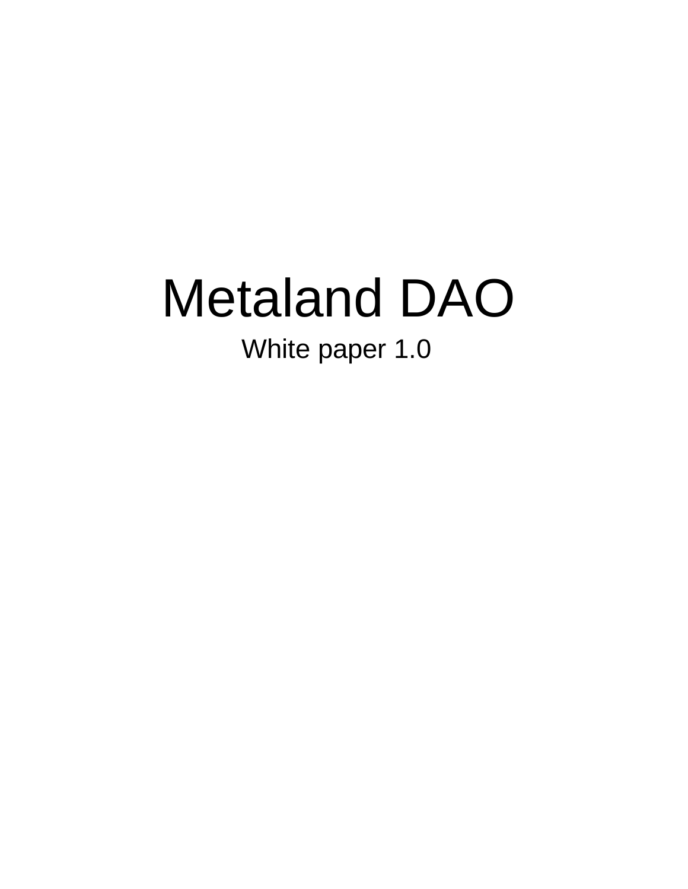# Metaland DAO

White paper 1.0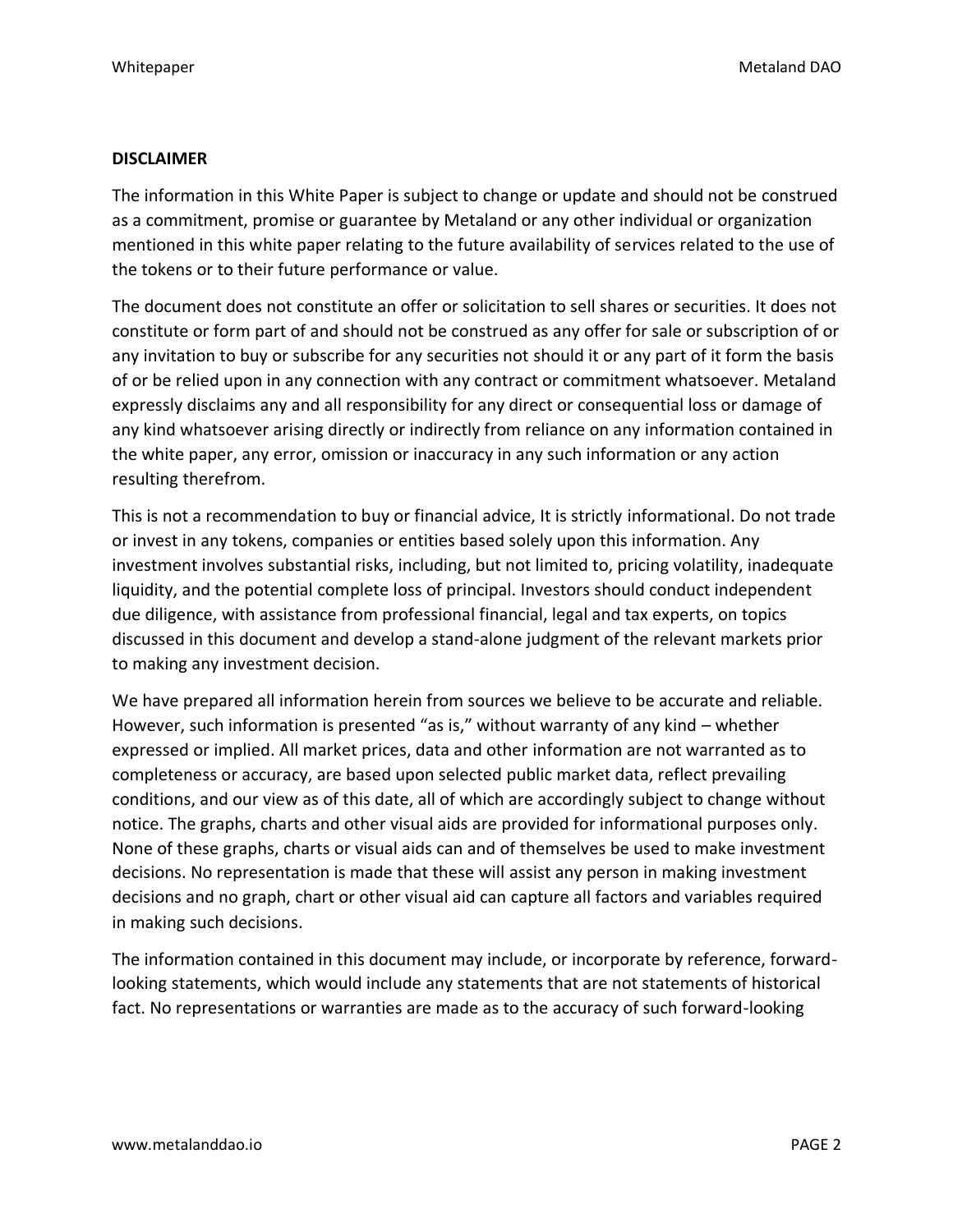**DISCLAIMER**

The information in this White Paper is subject to change or update and should not be construed as a commitment, promise or guarantee by Metaland or any other individual or organization mentioned in this white paper relating to the future availability of services related to the use of the tokens or to their future performance or value.

The document does not constitute an offer or solicitation to sell shares or securities. It does not constitute or form part of and should not be construed as any offer for sale or subscription of or any invitation to buy or subscribe for any securities not should it or any part of it form the basis of or be relied upon in any connection with any contract or commitment whatsoever. Metaland expressly disclaims any and all responsibility for any direct or consequential loss or damage of any kind whatsoever arising directly or indirectly from reliance on any information contained in the white paper, any error, omission or inaccuracy in any such information or any action resulting therefrom.

This is not a recommendation to buy or financial advice, It is strictly informational. Do not trade or invest in any tokens, companies or entities based solely upon this information. Any investment involves substantial risks, including, but not limited to, pricing volatility, inadequate liquidity, and the potential complete loss of principal. Investors should conduct independent due diligence, with assistance from professional financial, legal and tax experts, on topics discussed in this document and develop a stand-alone judgment of the relevant markets prior to making any investment decision.

We have prepared all information herein from sources we believe to be accurate and reliable. However, such information is presented "as is," without warranty of any kind – whether expressed or implied. All market prices, data and other information are not warranted as to completeness or accuracy, are based upon selected public market data, reflect prevailing conditions, and our view as of this date, all of which are accordingly subject to change without notice. The graphs, charts and other visual aids are provided for informational purposes only. None of these graphs, charts or visual aids can and of themselves be used to make investment decisions. No representation is made that these will assist any person in making investment decisions and no graph, chart or other visual aid can capture all factors and variables required in making such decisions.

The information contained in this document may include, or incorporate by reference, forward-looking statements, which would include any statements that are not statements of historical fact. No representations or warranties are made as to the accuracy of such forward-looking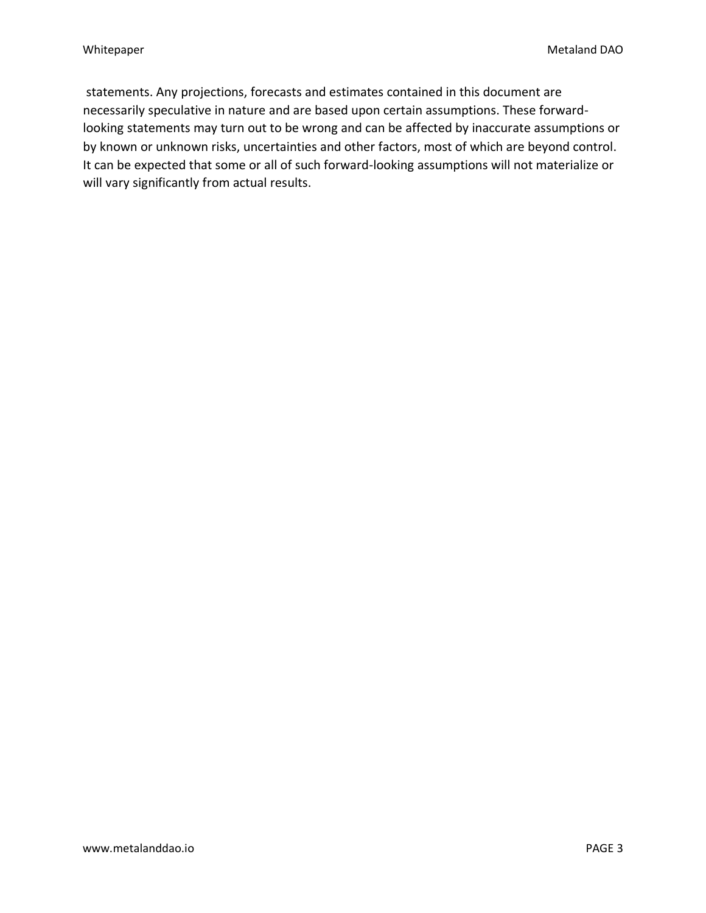statements. Any projections, forecasts and estimates contained in this document are necessarily speculative in nature and are based upon certain assumptions. These forward-looking statements may turn out to be wrong and can be affected by inaccurate assumptions or by known or unknown risks, uncertainties and other factors, most of which are beyond control. It can be expected that some or all of such forward-looking assumptions will not materialize or will vary significantly from actual results.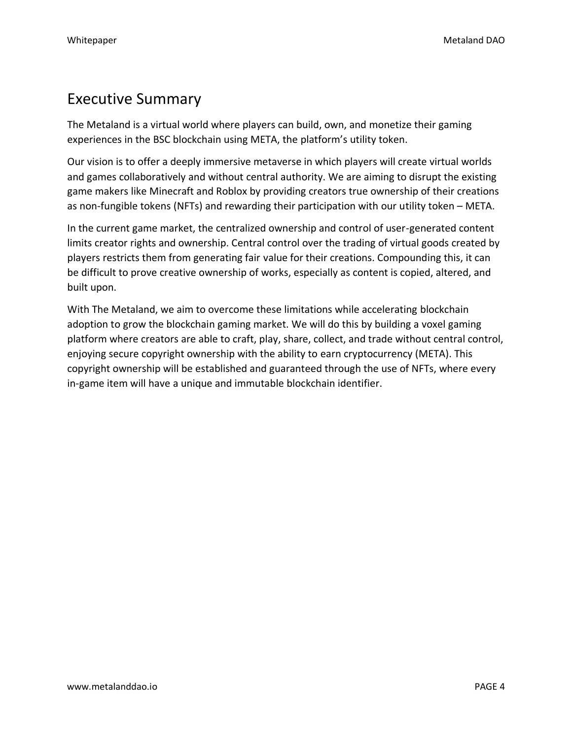# Executive Summary

The Metaland is a virtual world where players can build, own, and monetize their gaming experiences in the BSC blockchain using META, the platform's utility token.

Our vision is to offer a deeply immersive metaverse in which players will create virtual worlds and games collaboratively and without central authority. We are aiming to disrupt the existing game makers like Minecraft and Roblox by providing creators true ownership of their creations as non-fungible tokens (NFTs) and rewarding their participation with our utility token – META.

In the current game market, the centralized ownership and control of user-generated content limits creator rights and ownership. Central control over the trading of virtual goods created by players restricts them from generating fair value for their creations. Compounding this, it can be difficult to prove creative ownership of works, especially as content is copied, altered, and built upon.

With The Metaland, we aim to overcome these limitations while accelerating blockchain adoption to grow the blockchain gaming market. We will do this by building a voxel gaming platform where creators are able to craft, play, share, collect, and trade without central control, enjoying secure copyright ownership with the ability to earn cryptocurrency (META). This copyright ownership will be established and guaranteed through the use of NFTs, where every in-game item will have a unique and immutable blockchain identifier.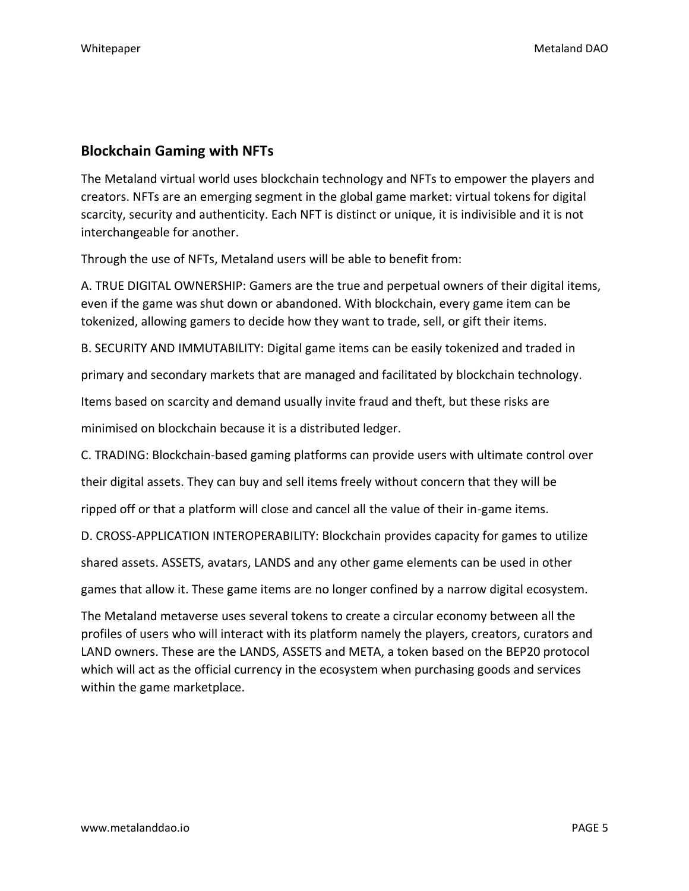## Blockchain Gaming with NFTs

The Metaland virtual world uses blockchain technology and NFTs to empower the players and creators. NFTs are an emerging segment in the global game market: virtual tokens for digital scarcity, security and authenticity. Each NFT is distinct or unique, it is indivisible and it is not interchangeable for another.

Through the use of NFTs, Metaland users will be able to benefit from:

A. TRUE DIGITAL OWNERSHIP: Gamers are the true and perpetual owners of their digital items, even if the game was shut down or abandoned. With blockchain, every game item can be tokenized, allowing gamers to decide how they want to trade, sell, or gift their items.

B. SECURITY AND IMMUTABILITY: Digital game items can be easily tokenized and traded in primary and secondary markets that are managed and facilitated by blockchain technology. Items based on scarcity and demand usually invite fraud and theft, but these risks are minimised on blockchain because it is a distributed ledger.

C. TRADING: Blockchain-based gaming platforms can provide users with ultimate control over their digital assets. They can buy and sell items freely without concern that they will be ripped off or that a platform will close and cancel all the value of their in-game items.

D. CROSS-APPLICATION INTEROPERABILITY: Blockchain provides capacity for games to utilize shared assets. ASSETS, avatars, LANDS and any other game elements can be used in other games that allow it. These game items are no longer confined by a narrow digital ecosystem.

The Metaland metaverse uses several tokens to create a circular economy between all the profiles of users who will interact with its platform namely the players, creators, curators and LAND owners. These are the LANDS, ASSETS and META, a token based on the BEP20 protocol which will act as the official currency in the ecosystem when purchasing goods and services within the game marketplace.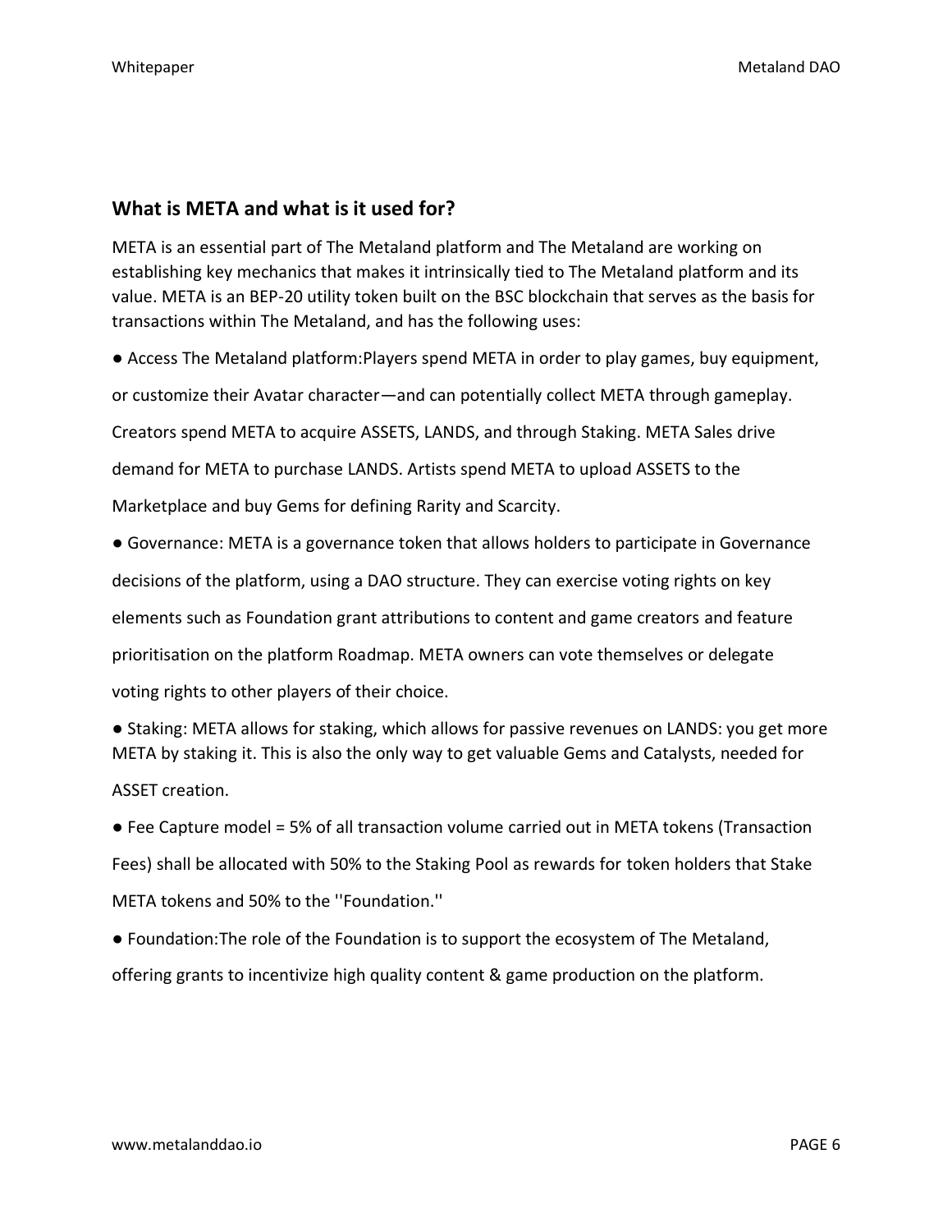## What is META and what is it used for?

META is an essential part of The Metaland platform and The Metaland are working on establishing key mechanics that makes it intrinsically tied to The Metaland platform and its value. META is an BEP-20 utility token built on the BSC blockchain that serves as the basis for transactions within The Metaland, and has the following uses:

- Access The Metaland platform:Players spend META in order to play games, buy equipment, or customize their Avatar character—and can potentially collect META through gameplay. Creators spend META to acquire ASSETS, LANDS, and through Staking. META Sales drive demand for META to purchase LANDS. Artists spend META to upload ASSETS to the Marketplace and buy Gems for defining Rarity and Scarcity.
- Governance: META is a governance token that allows holders to participate in Governance decisions of the platform, using a DAO structure. They can exercise voting rights on key elements such as Foundation grant attributions to content and game creators and feature prioritisation on the platform Roadmap. META owners can vote themselves or delegate voting rights to other players of their choice.
- Staking: META allows for staking, which allows for passive revenues on LANDS: you get more META by staking it. This is also the only way to get valuable Gems and Catalysts, needed for ASSET creation.
- Fee Capture model = 5% of all transaction volume carried out in META tokens (Transaction Fees) shall be allocated with 50% to the Staking Pool as rewards for token holders that Stake META tokens and 50% to the ''Foundation.''
- Foundation:The role of the Foundation is to support the ecosystem of The Metaland, offering grants to incentivize high quality content & game production on the platform.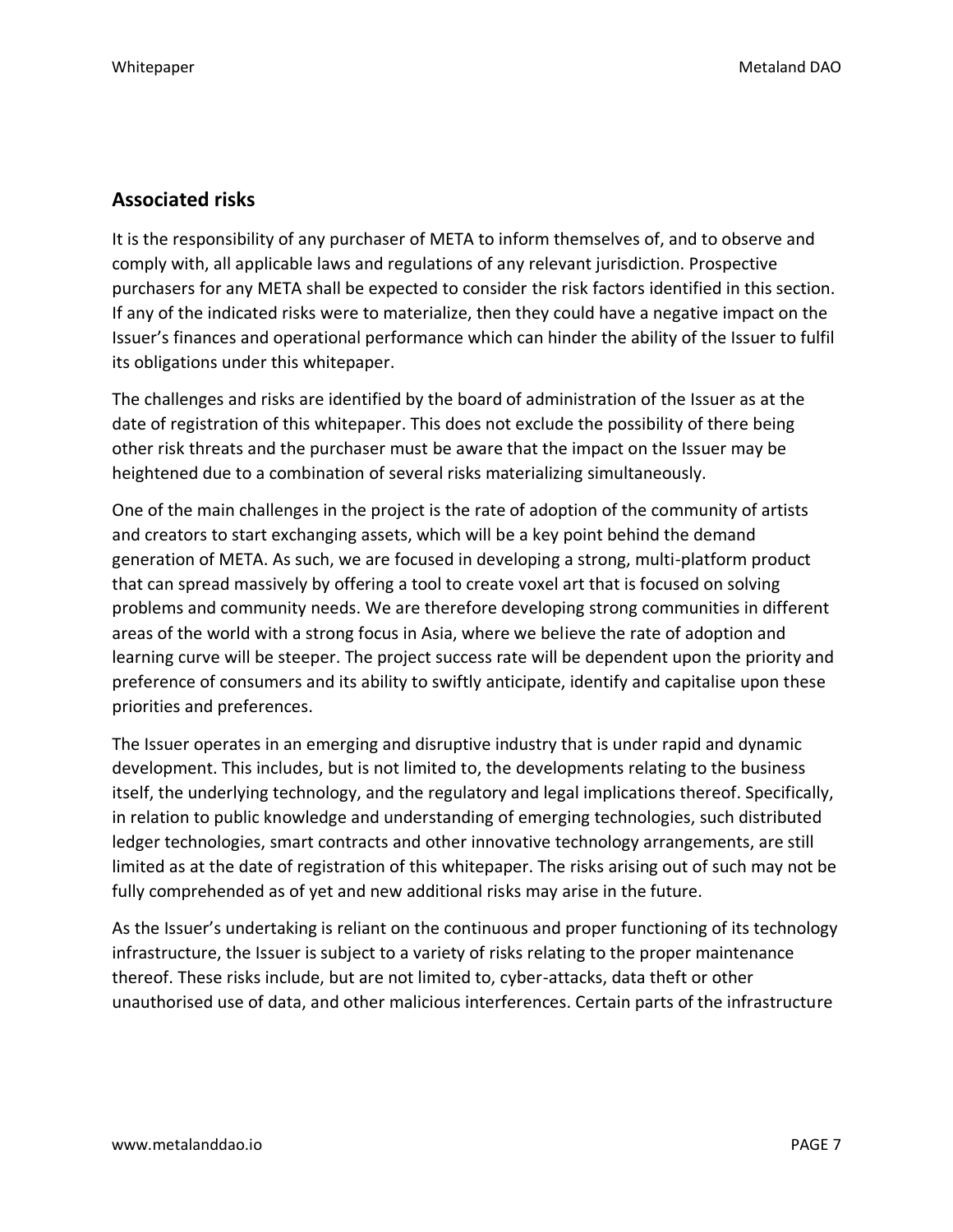## Associated risks

It is the responsibility of any purchaser of META to inform themselves of, and to observe and comply with, all applicable laws and regulations of any relevant jurisdiction. Prospective purchasers for any META shall be expected to consider the risk factors identified in this section. If any of the indicated risks were to materialize, then they could have a negative impact on the Issuer's finances and operational performance which can hinder the ability of the Issuer to fulfil its obligations under this whitepaper.

The challenges and risks are identified by the board of administration of the Issuer as at the date of registration of this whitepaper. This does not exclude the possibility of there being other risk threats and the purchaser must be aware that the impact on the Issuer may be heightened due to a combination of several risks materializing simultaneously.

One of the main challenges in the project is the rate of adoption of the community of artists and creators to start exchanging assets, which will be a key point behind the demand generation of META. As such, we are focused in developing a strong, multi-platform product that can spread massively by offering a tool to create voxel art that is focused on solving problems and community needs. We are therefore developing strong communities in different areas of the world with a strong focus in Asia, where we believe the rate of adoption and learning curve will be steeper. The project success rate will be dependent upon the priority and preference of consumers and its ability to swiftly anticipate, identify and capitalise upon these priorities and preferences.

The Issuer operates in an emerging and disruptive industry that is under rapid and dynamic development. This includes, but is not limited to, the developments relating to the business itself, the underlying technology, and the regulatory and legal implications thereof. Specifically, in relation to public knowledge and understanding of emerging technologies, such distributed ledger technologies, smart contracts and other innovative technology arrangements, are still limited as at the date of registration of this whitepaper. The risks arising out of such may not be fully comprehended as of yet and new additional risks may arise in the future.

As the Issuer's undertaking is reliant on the continuous and proper functioning of its technology infrastructure, the Issuer is subject to a variety of risks relating to the proper maintenance thereof. These risks include, but are not limited to, cyber-attacks, data theft or other unauthorised use of data, and other malicious interferences. Certain parts of the infrastructure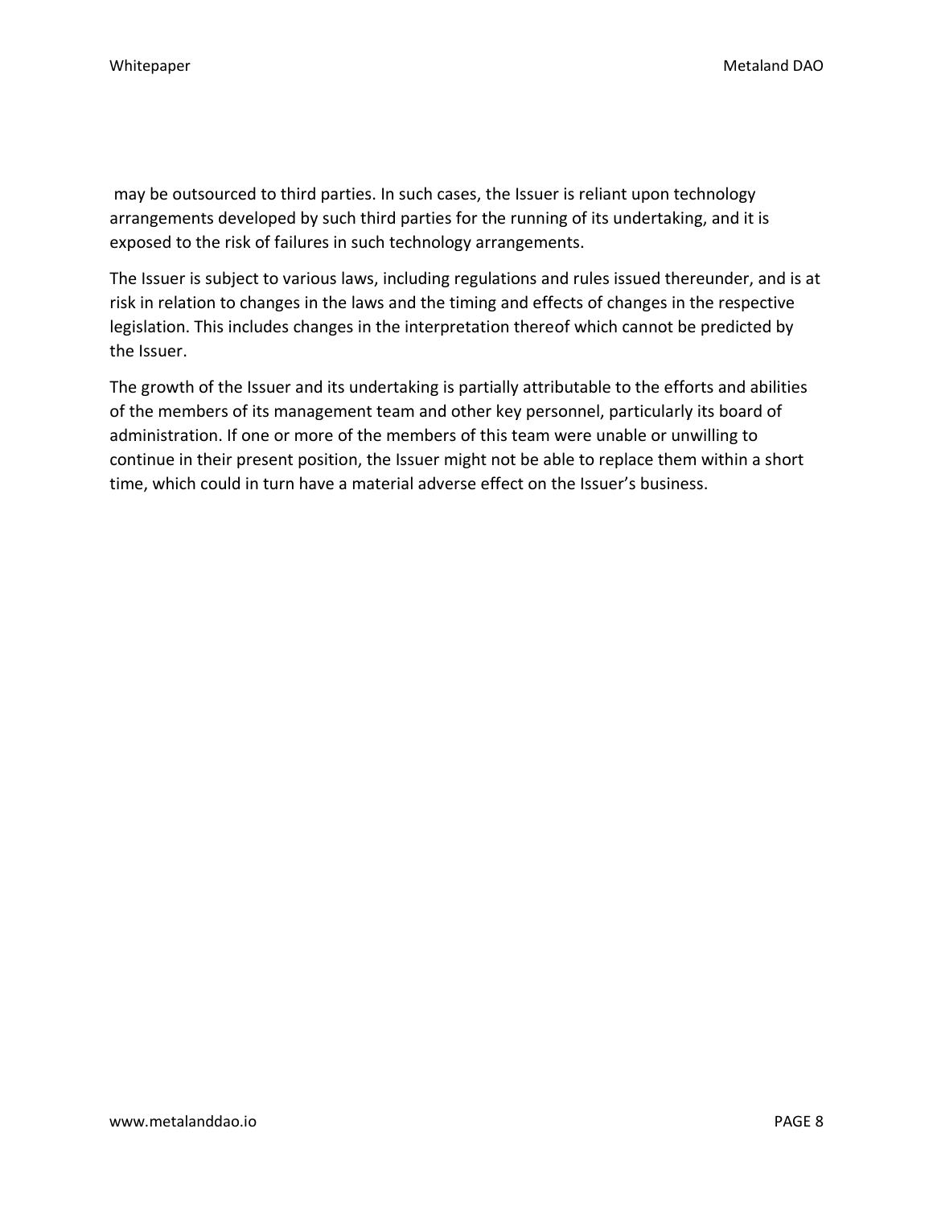may be outsourced to third parties. In such cases, the Issuer is reliant upon technology arrangements developed by such third parties for the running of its undertaking, and it is exposed to the risk of failures in such technology arrangements.

The Issuer is subject to various laws, including regulations and rules issued thereunder, and is at risk in relation to changes in the laws and the timing and effects of changes in the respective legislation. This includes changes in the interpretation thereof which cannot be predicted by the Issuer.

The growth of the Issuer and its undertaking is partially attributable to the efforts and abilities of the members of its management team and other key personnel, particularly its board of administration. If one or more of the members of this team were unable or unwilling to continue in their present position, the Issuer might not be able to replace them within a short time, which could in turn have a material adverse effect on the Issuer's business.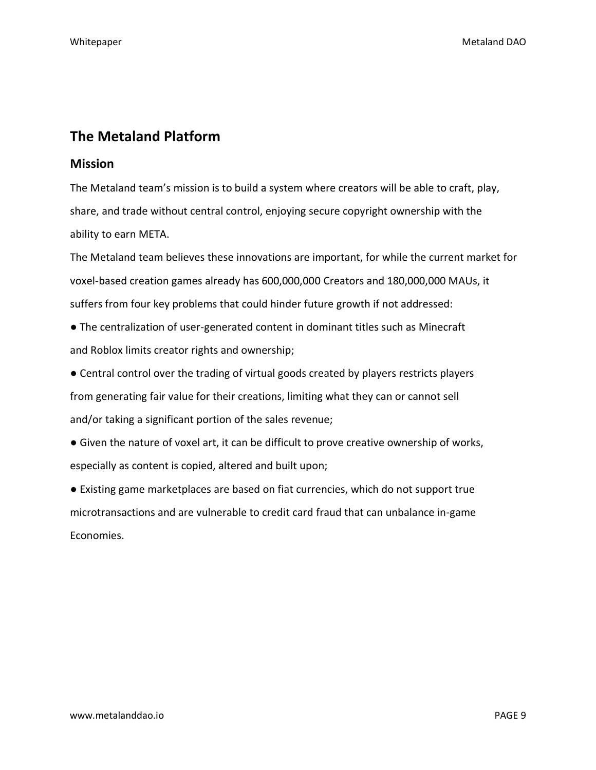## The Metaland Platform

### Mission

The Metaland team's mission is to build a system where creators will be able to craft, play, share, and trade without central control, enjoying secure copyright ownership with the ability to earn META.

The Metaland team believes these innovations are important, for while the current market for voxel-based creation games already has 600,000,000 Creators and 180,000,000 MAUs, it suffers from four key problems that could hinder future growth if not addressed:

- The centralization of user-generated content in dominant titles such as Minecraft and Roblox limits creator rights and ownership;
- Central control over the trading of virtual goods created by players restricts players from generating fair value for their creations, limiting what they can or cannot sell and/or taking a significant portion of the sales revenue;
- Given the nature of voxel art, it can be difficult to prove creative ownership of works, especially as content is copied, altered and built upon;
- Existing game marketplaces are based on fiat currencies, which do not support true microtransactions and are vulnerable to credit card fraud that can unbalance in-game Economies.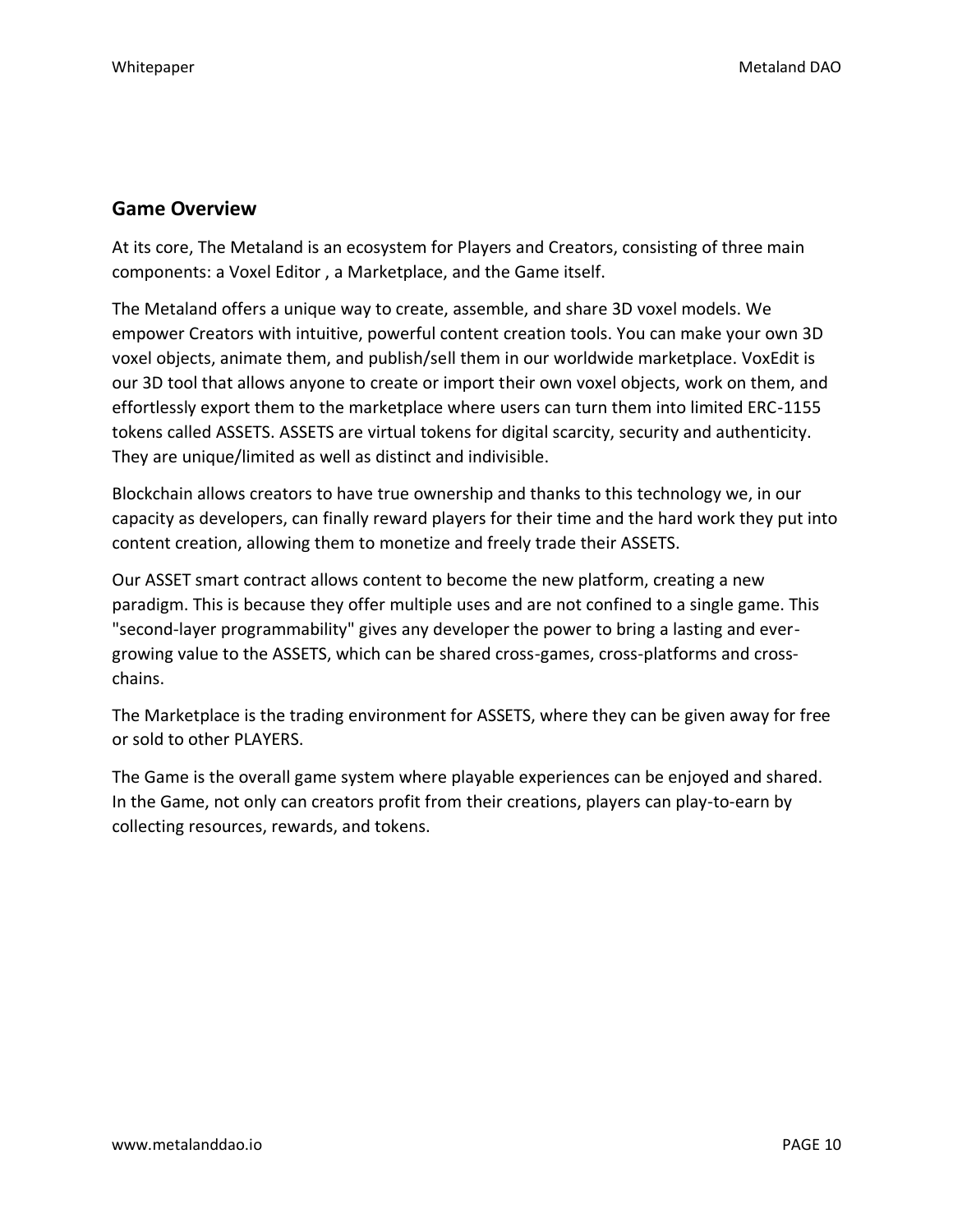## Game Overview

At its core, The Metaland is an ecosystem for Players and Creators, consisting of three main components: a Voxel Editor , a Marketplace, and the Game itself.

The Metaland offers a unique way to create, assemble, and share 3D voxel models. We empower Creators with intuitive, powerful content creation tools. You can make your own 3D voxel objects, animate them, and publish/sell them in our worldwide marketplace. VoxEdit is our 3D tool that allows anyone to create or import their own voxel objects, work on them, and effortlessly export them to the marketplace where users can turn them into limited ERC-1155 tokens called ASSETS. ASSETS are virtual tokens for digital scarcity, security and authenticity. They are unique/limited as well as distinct and indivisible.

Blockchain allows creators to have true ownership and thanks to this technology we, in our capacity as developers, can finally reward players for their time and the hard work they put into content creation, allowing them to monetize and freely trade their ASSETS.

Our ASSET smart contract allows content to become the new platform, creating a new paradigm. This is because they offer multiple uses and are not confined to a single game. This "second-layer programmability" gives any developer the power to bring a lasting and ever-growing value to the ASSETS, which can be shared cross-games, cross-platforms and cross-chains.

The Marketplace is the trading environment for ASSETS, where they can be given away for free or sold to other PLAYERS.

The Game is the overall game system where playable experiences can be enjoyed and shared. In the Game, not only can creators profit from their creations, players can play-to-earn by collecting resources, rewards, and tokens.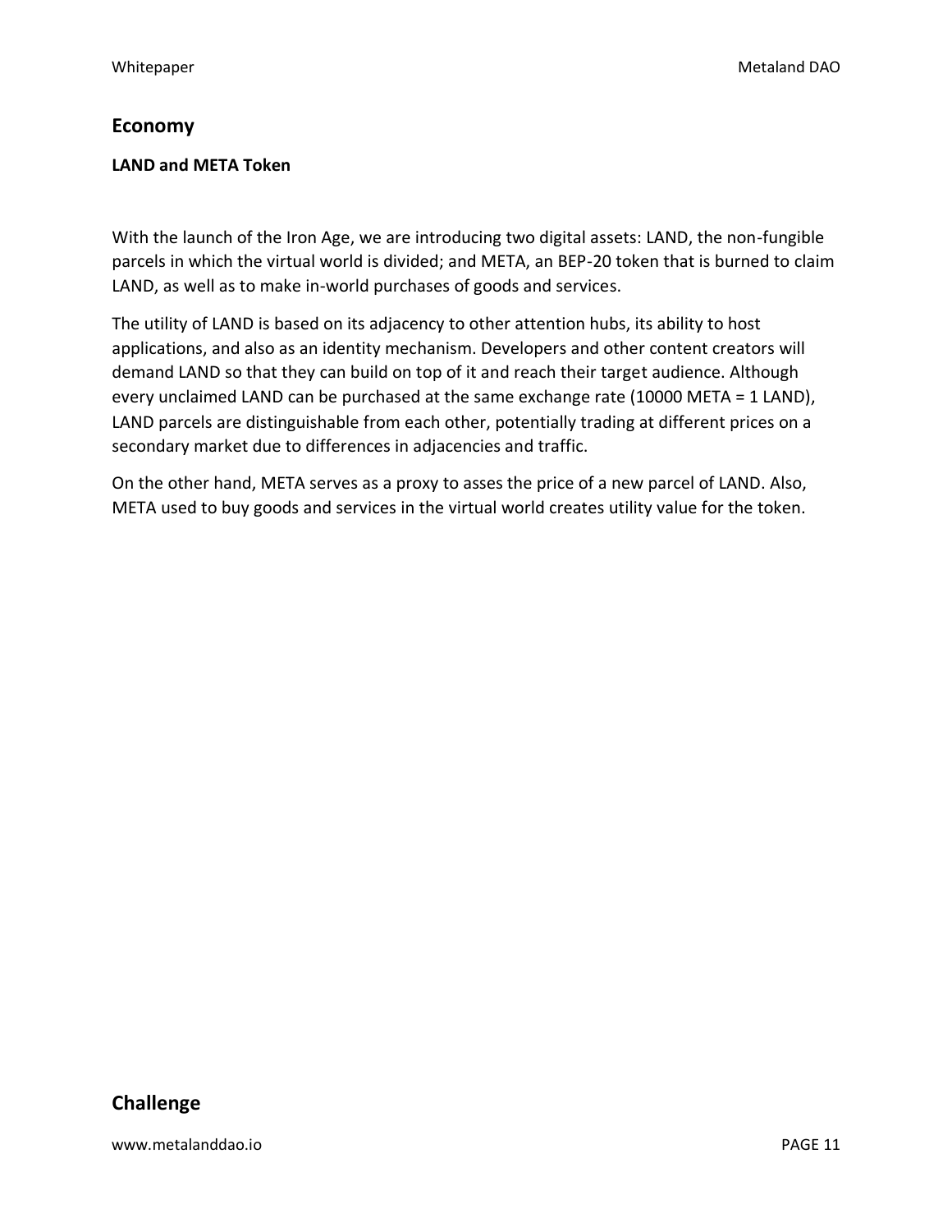## Economy

### LAND and META Token

With the launch of the Iron Age, we are introducing two digital assets: LAND, the non-fungible parcels in which the virtual world is divided; and META, an BEP-20 token that is burned to claim LAND, as well as to make in-world purchases of goods and services.

The utility of LAND is based on its adjacency to other attention hubs, its ability to host applications, and also as an identity mechanism. Developers and other content creators will demand LAND so that they can build on top of it and reach their target audience. Although every unclaimed LAND can be purchased at the same exchange rate (10000 META = 1 LAND), LAND parcels are distinguishable from each other, potentially trading at different prices on a secondary market due to differences in adjacencies and traffic.

On the other hand, META serves as a proxy to asses the price of a new parcel of LAND. Also, META used to buy goods and services in the virtual world creates utility value for the token.

## Challenge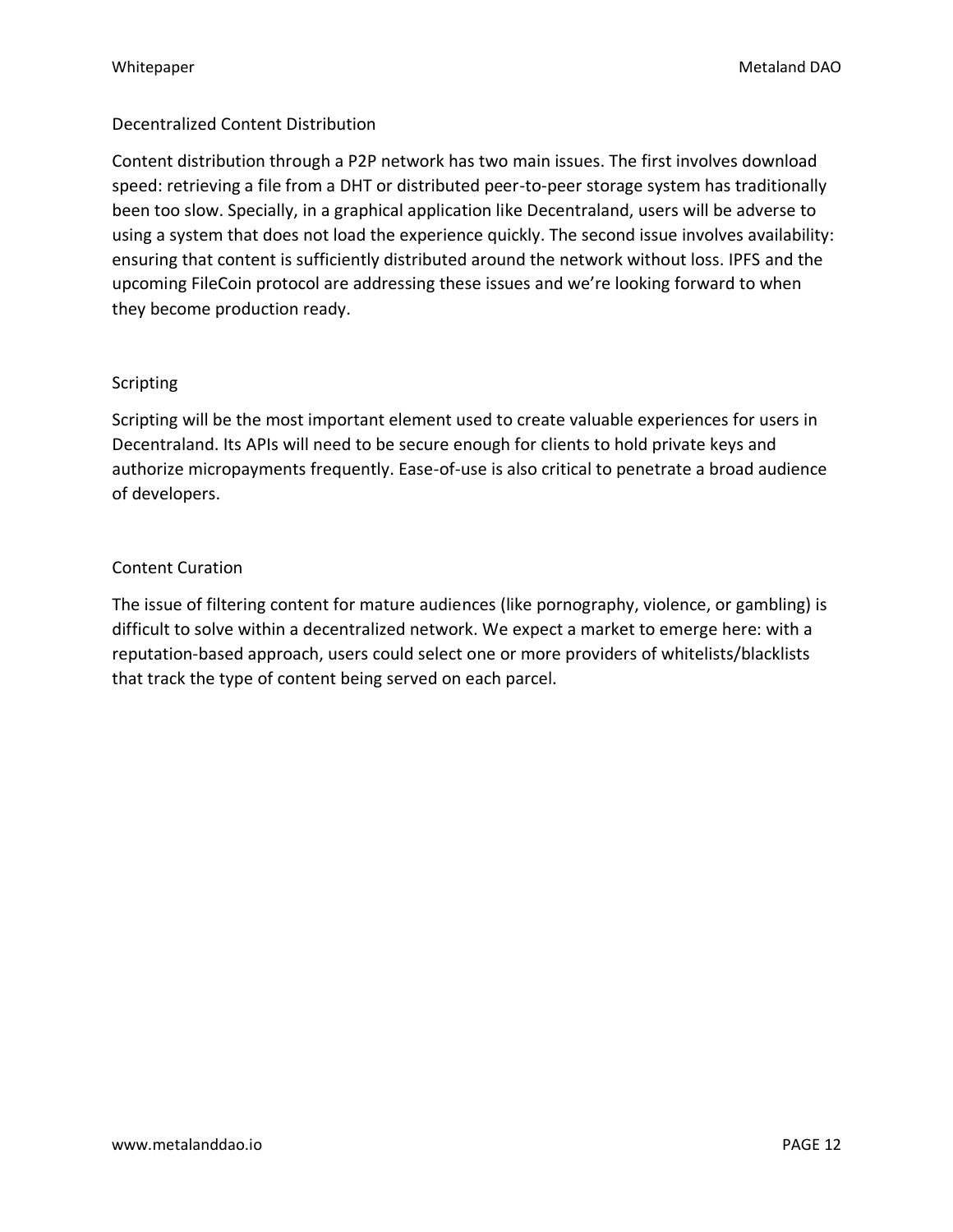## Decentralized Content Distribution

Content distribution through a P2P network has two main issues. The first involves download speed: retrieving a file from a DHT or distributed peer-to-peer storage system has traditionally been too slow. Specially, in a graphical application like Decentraland, users will be adverse to using a system that does not load the experience quickly. The second issue involves availability: ensuring that content is sufficiently distributed around the network without loss. IPFS and the upcoming FileCoin protocol are addressing these issues and we're looking forward to when they become production ready.

## Scripting

Scripting will be the most important element used to create valuable experiences for users in Decentraland. Its APIs will need to be secure enough for clients to hold private keys and authorize micropayments frequently. Ease-of-use is also critical to penetrate a broad audience of developers.

## Content Curation

The issue of filtering content for mature audiences (like pornography, violence, or gambling) is difficult to solve within a decentralized network. We expect a market to emerge here: with a reputation-based approach, users could select one or more providers of whitelists/blacklists that track the type of content being served on each parcel.